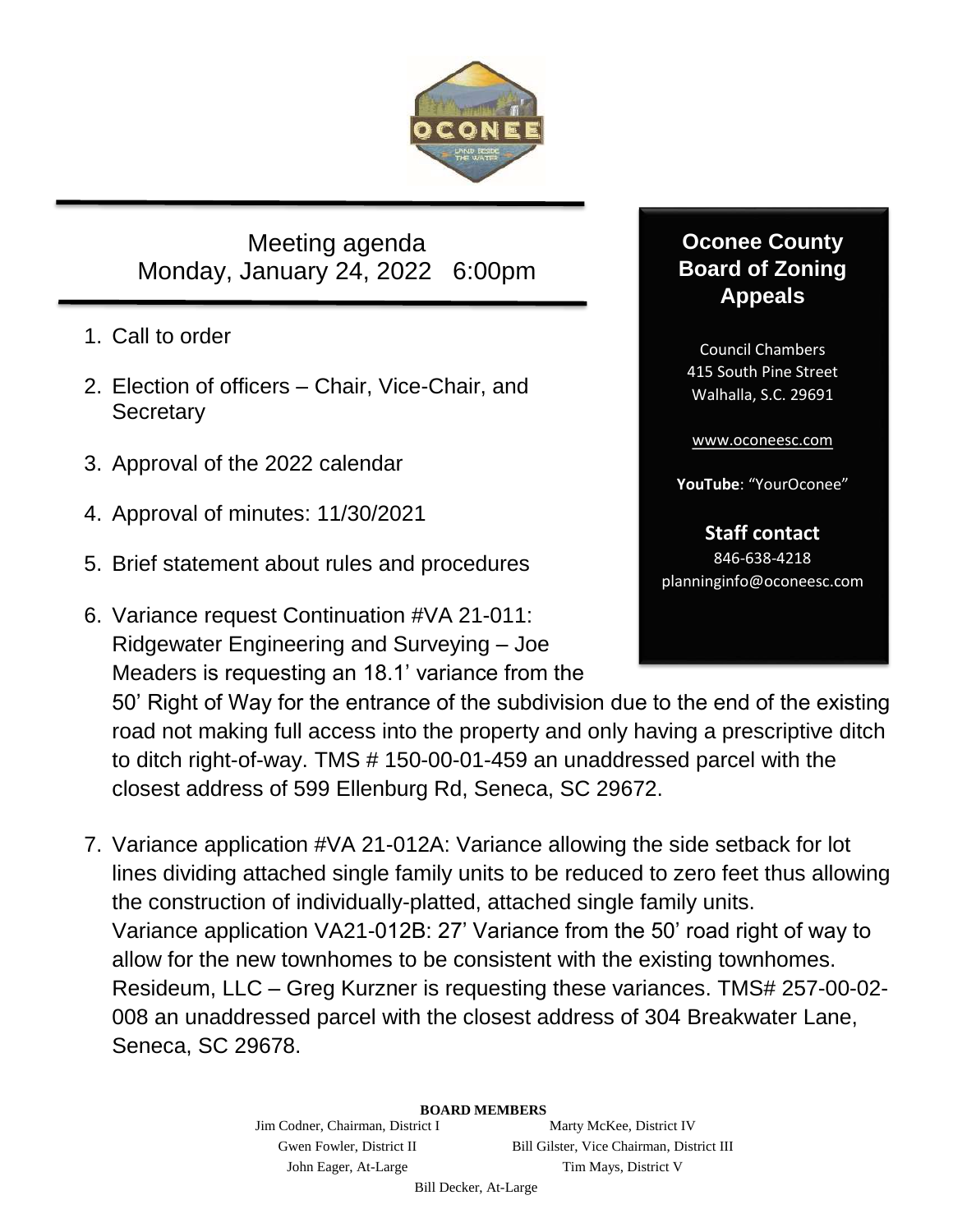# Oconee County Board of Zoning Appeals

Council Chambers
415 South Pine Street
Walhalla, S.C. 29691

www.oconeesc.com

**YouTube**: "YourOconee"

**Staff contact**
846-638-4218
planninginfo@oconeesc.com

## Meeting agenda
## Monday, January 24, 2022 6:00pm

1. Call to order
2. Election of officers – Chair, Vice-Chair, and Secretary
3. Approval of the 2022 calendar
4. Approval of minutes: 11/30/2021
5. Brief statement about rules and procedures
6. Variance request Continuation #VA 21-011: Ridgewater Engineering and Surveying – Joe Meaders is requesting an 18.1' variance from the 50' Right of Way for the entrance of the subdivision due to the end of the existing road not making full access into the property and only having a prescriptive ditch to ditch right-of-way. TMS # 150-00-01-459 an unaddressed parcel with the closest address of 599 Ellenburg Rd, Seneca, SC 29672.
7. Variance application #VA 21-012A: Variance allowing the side setback for lot lines dividing attached single family units to be reduced to zero feet thus allowing the construction of individually-platted, attached single family units.
   Variance application VA21-012B: 27' Variance from the 50' road right of way to allow for the new townhomes to be consistent with the existing townhomes. Resideum, LLC – Greg Kurzner is requesting these variances. TMS# 257-00-02-008 an unaddressed parcel with the closest address of 304 Breakwater Lane, Seneca, SC 29678.

**BOARD MEMBERS**

Jim Codner, Chairman, District I
Marty McKee, District IV
Gwen Fowler, District II
Bill Gilster, Vice Chairman, District III
John Eager, At-Large
Tim Mays, District V
Bill Decker, At-Large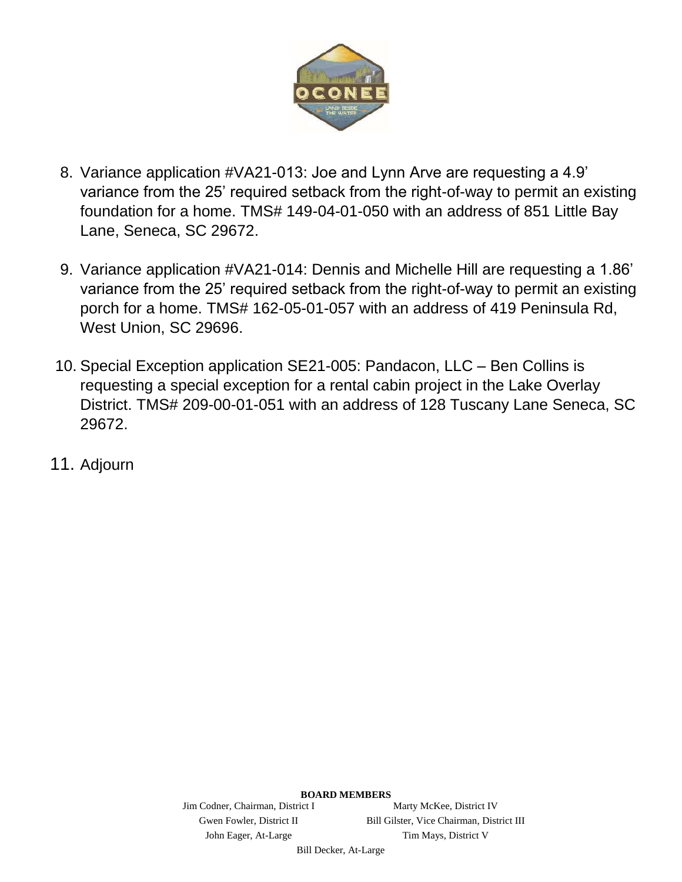8. Variance application #VA21-013: Joe and Lynn Arve are requesting a 4.9' variance from the 25' required setback from the right-of-way to permit an existing foundation for a home. TMS# 149-04-01-050 with an address of 851 Little Bay Lane, Seneca, SC 29672.

9. Variance application #VA21-014: Dennis and Michelle Hill are requesting a 1.86' variance from the 25' required setback from the right-of-way to permit an existing porch for a home. TMS# 162-05-01-057 with an address of 419 Peninsula Rd, West Union, SC 29696.

10. Special Exception application SE21-005: Pandacon, LLC – Ben Collins is requesting a special exception for a rental cabin project in the Lake Overlay District. TMS# 209-00-01-051 with an address of 128 Tuscany Lane Seneca, SC 29672.

11. Adjourn

**BOARD MEMBERS**

Jim Codner, Chairman, District I
Gwen Fowler, District II
John Eager, At-Large
Marty McKee, District IV
Bill Gilster, Vice Chairman, District III
Tim Mays, District V
Bill Decker, At-Large